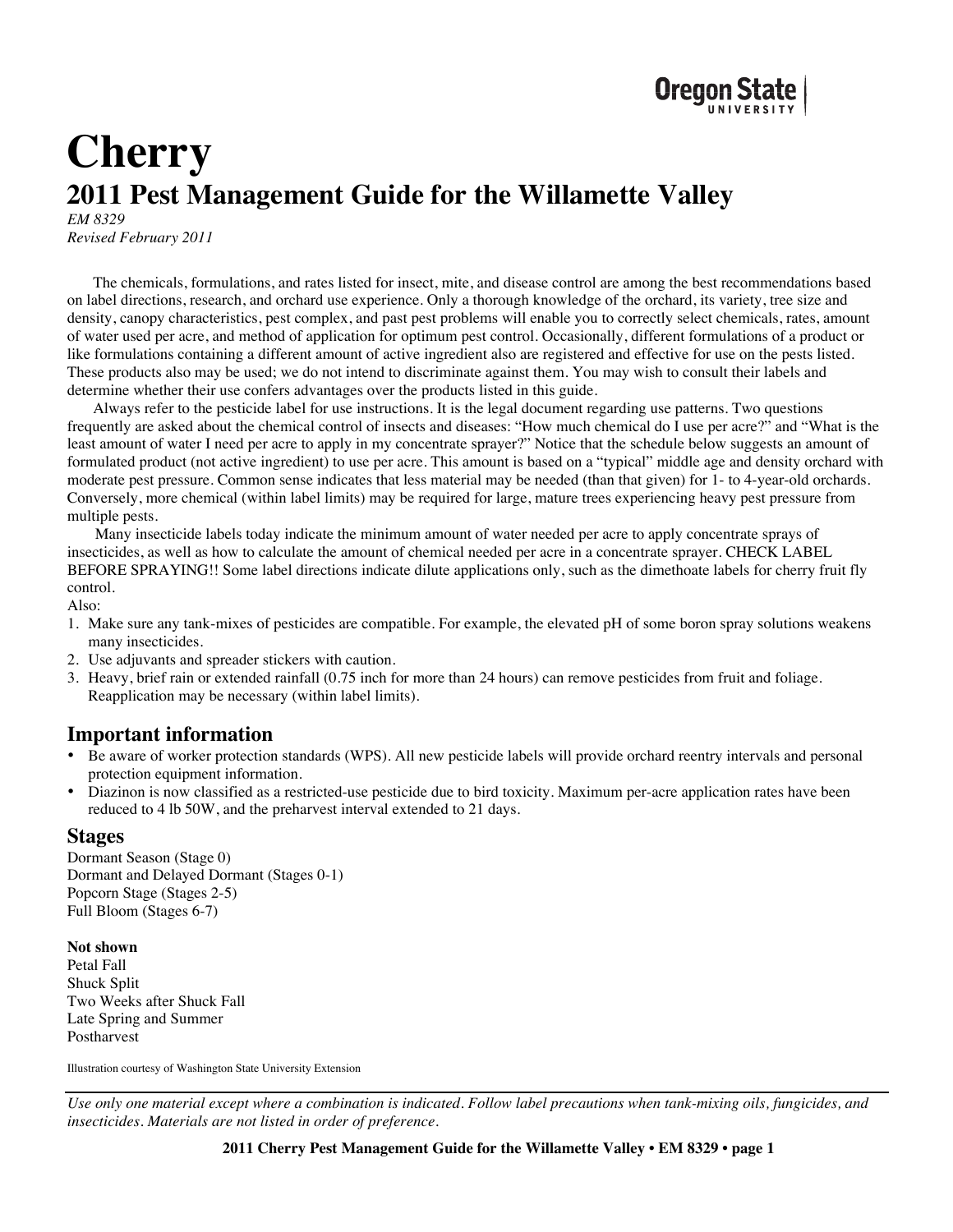Oregon State University

# Cherry

## 2011 Pest Management Guide for the Willamette Valley

*EM 8329*
*Revised February 2011*

The chemicals, formulations, and rates listed for insect, mite, and disease control are among the best recommendations based on label directions, research, and orchard use experience. Only a thorough knowledge of the orchard, its variety, tree size and density, canopy characteristics, pest complex, and past pest problems will enable you to correctly select chemicals, rates, amount of water used per acre, and method of application for optimum pest control. Occasionally, different formulations of a product or like formulations containing a different amount of active ingredient also are registered and effective for use on the pests listed. These products also may be used; we do not intend to discriminate against them. You may wish to consult their labels and determine whether their use confers advantages over the products listed in this guide.

Always refer to the pesticide label for use instructions. It is the legal document regarding use patterns. Two questions frequently are asked about the chemical control of insects and diseases: "How much chemical do I use per acre?" and "What is the least amount of water I need per acre to apply in my concentrate sprayer?" Notice that the schedule below suggests an amount of formulated product (not active ingredient) to use per acre. This amount is based on a "typical" middle age and density orchard with moderate pest pressure. Common sense indicates that less material may be needed (than that given) for 1- to 4-year-old orchards. Conversely, more chemical (within label limits) may be required for large, mature trees experiencing heavy pest pressure from multiple pests.

Many insecticide labels today indicate the minimum amount of water needed per acre to apply concentrate sprays of insecticides, as well as how to calculate the amount of chemical needed per acre in a concentrate sprayer. CHECK LABEL BEFORE SPRAYING!! Some label directions indicate dilute applications only, such as the dimethoate labels for cherry fruit fly control.

Also:

1. Make sure any tank-mixes of pesticides are compatible. For example, the elevated pH of some boron spray solutions weakens many insecticides.
2. Use adjuvants and spreader stickers with caution.
3. Heavy, brief rain or extended rainfall (0.75 inch for more than 24 hours) can remove pesticides from fruit and foliage. Reapplication may be necessary (within label limits).

## Important information

- Be aware of worker protection standards (WPS). All new pesticide labels will provide orchard reentry intervals and personal protection equipment information.
- Diazinon is now classified as a restricted-use pesticide due to bird toxicity. Maximum per-acre application rates have been reduced to 4 lb 50W, and the preharvest interval extended to 21 days.

## Stages

Dormant Season (Stage 0)
Dormant and Delayed Dormant (Stages 0-1)
Popcorn Stage (Stages 2-5)
Full Bloom (Stages 6-7)

**Not shown**
Petal Fall
Shuck Split
Two Weeks after Shuck Fall
Late Spring and Summer
Postharvest

Illustration courtesy of Washington State University Extension

*Use only one material except where a combination is indicated. Follow label precautions when tank-mixing oils, fungicides, and insecticides. Materials are not listed in order of preference.*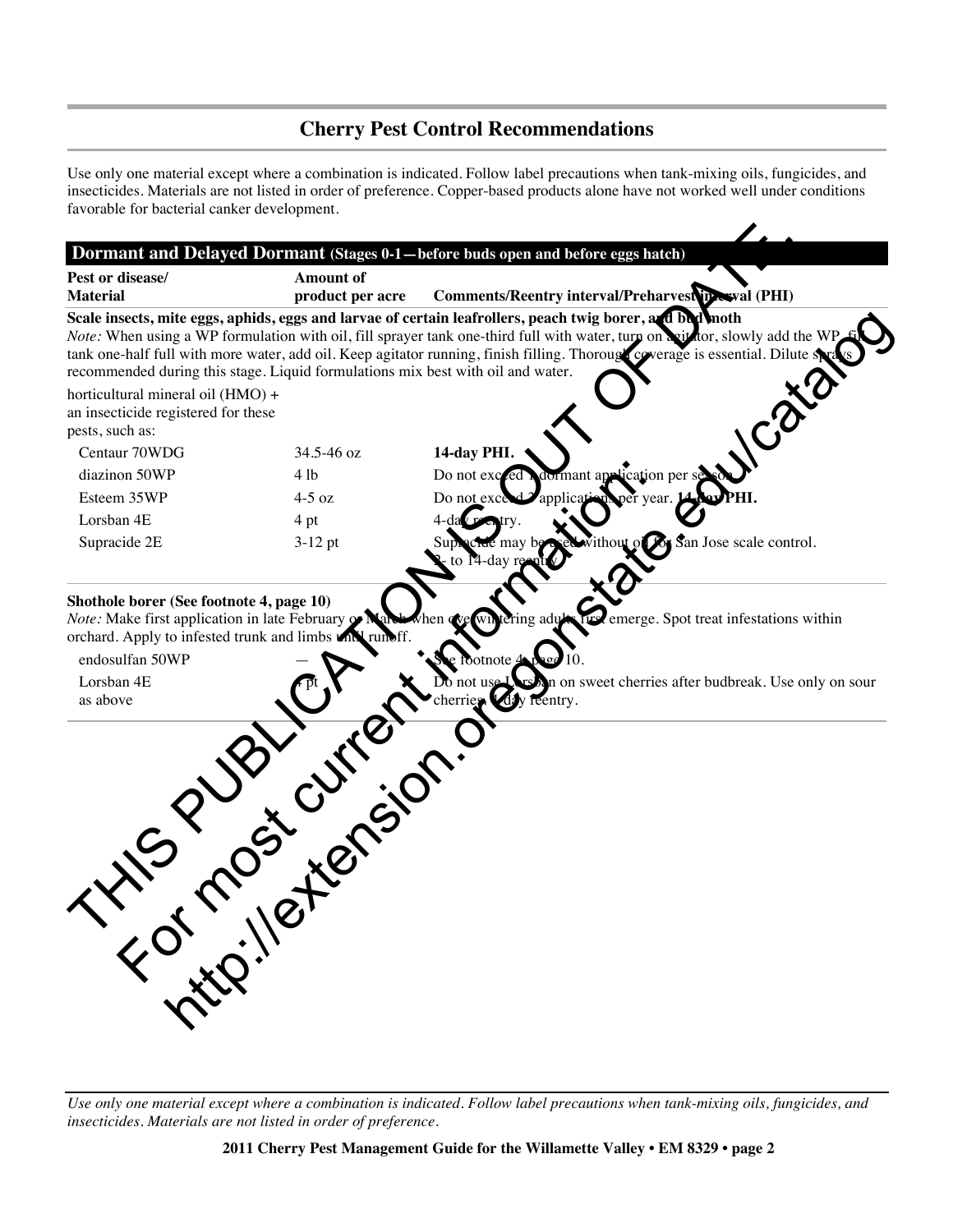## Cherry Pest Control Recommendations

Use only one material except where a combination is indicated. Follow label precautions when tank-mixing oils, fungicides, and insecticides. Materials are not listed in order of preference. Copper-based products alone have not worked well under conditions favorable for bacterial canker development.

THIS PUBLICATION IS OUT OF DATE. For most current information: http://extension.oregonstate.edu/catalog

### Dormant and Delayed Dormant (Stages 0-1—before buds open and before eggs hatch)

| Pest or disease/ Material | Amount of product per acre | Comments/Reentry interval/Preharvest interval (PHI) |
|---|---|---|
| **Scale insects, mite eggs, aphids, eggs and larvae of certain leafrollers, peach twig borer, and bud moth** | | |
| *Note:* When using a WP formulation with oil, fill sprayer tank one-third full with water, turn on agitator, slowly add the WP, fill tank one-half full with more water, add oil. Keep agitator running, finish filling. Thorough coverage is essential. Dilute sprays recommended during this stage. Liquid formulations mix best with oil and water. | | |
| horticultural mineral oil (HMO) + an insecticide registered for these pests, such as: | | |
| Centaur 70WDG | 34.5-46 oz | **14-day PHI.** |
| diazinon 50WP | 4 lb | Do not exceed 1 dormant application per season. |
| Esteem 35WP | 4-5 oz | Do not exceed 2 applications per year. **14-day PHI.** |
| Lorsban 4E | 4 pt | 4-day reentry. |
| Supracide 2E | 3-12 pt | Supracide may be used without oil for San Jose scale control. 3- to 14-day reentry. |
| **Shothole borer (See footnote 4, page 10)** | | |
| *Note:* Make first application in late February or March when overwintering adults first emerge. Spot treat infestations within orchard. Apply to infested trunk and limbs until runoff. | | |
| endosulfan 50WP | — | See footnote 4, page 10. |
| Lorsban 4E as above | 4 pt | Do not use Lorsban on sweet cherries after budbreak. Use only on sour cherries. 4-day reentry. |

*Use only one material except where a combination is indicated. Follow label precautions when tank-mixing oils, fungicides, and insecticides. Materials are not listed in order of preference.*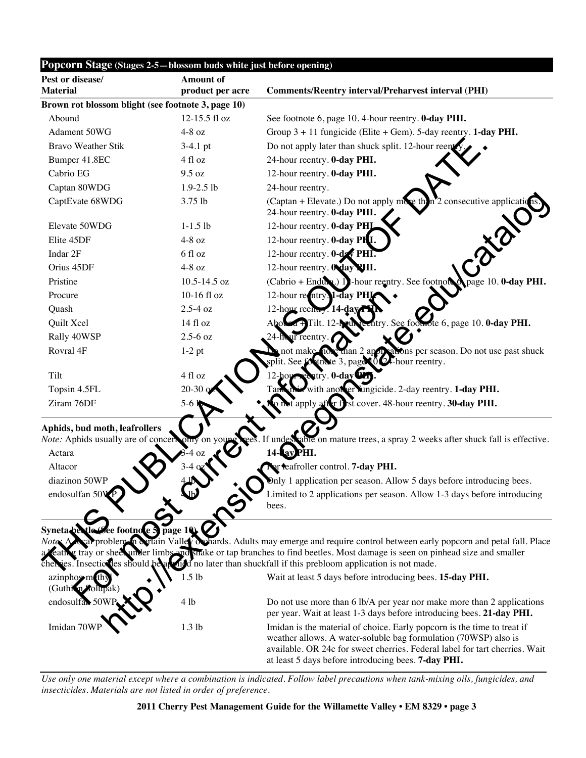| Popcorn Stage (Stages 2-5—blossom buds white just before opening) | | |
|---|---|---|
| **Pest or disease/ Material** | **Amount of product per acre** | **Comments/Reentry interval/Preharvest interval (PHI)** |
| **Brown rot blossom blight (see footnote 3, page 10)** | | |
| Abound | 12-15.5 fl oz | See footnote 6, page 10. 4-hour reentry. **0-day PHI.** |
| Adament 50WG | 4-8 oz | Group 3 + 11 fungicide (Elite + Gem). 5-day reentry. **1-day PHI.** |
| Bravo Weather Stik | 3-4.1 pt | Do not apply later than shuck split. 12-hour reentry. |
| Bumper 41.8EC | 4 fl oz | 24-hour reentry. **0-day PHI.** |
| Cabrio EG | 9.5 oz | 12-hour reentry. **0-day PHI.** |
| Captan 80WDG | 1.9-2.5 lb | 24-hour reentry. |
| CaptEvate 68WDG | 3.75 lb | (Captan + Elevate.) Do not apply more than 2 consecutive applications. 24-hour reentry. **0-day PHI.** |
| Elevate 50WDG | 1-1.5 lb | 12-hour reentry. **0-day PHI.** |
| Elite 45DF | 4-8 oz | 12-hour reentry. **0-day PHI.** |
| Indar 2F | 6 fl oz | 12-hour reentry. **0-day PHI.** |
| Orius 45DF | 4-8 oz | 12-hour reentry. **0-day PHI.** |
| Pristine | 10.5-14.5 oz | (Cabrio + Endura.) 12-hour reentry. See footnote 6, page 10. **0-day PHI.** |
| Procure | 10-16 fl oz | 12-hour reentry. **1-day PHI.** |
| Quash | 2.5-4 oz | 12-hour reentry. **14-day PHI.** |
| Quilt Xcel | 14 fl oz | Abound + Tilt. 12-hour reentry. See footnote 6, page 10. **0-day PHI.** |
| Rally 40WSP | 2.5-6 oz | 24-hour reentry. |
| Rovral 4F | 1-2 pt | Do not make more than 2 applications per season. Do not use past shuck split. See footnote 3, page 10. 24-hour reentry. |
| Tilt | 4 fl oz | 12-hour reentry. **0-day PHI.** |
| Topsin 4.5FL | 20-30 oz | Tank-mix with another fungicide. 2-day reentry. **1-day PHI.** |
| Ziram 76DF | 5-6 lb | Do not apply after first cover. 48-hour reentry. **30-day PHI.** |
| **Aphids, bud moth, leafrollers** | | |
| *Note:* Aphids usually are of concern only on young trees. If undesirable on mature trees, a spray 2 weeks after shuck fall is effective. | | |
| Actara | 3-4 oz | **14-day PHI.** |
| Altacor | 3-4 oz | For leafroller control. **7-day PHI.** |
| diazinon 50WP | 4 lb | Only 1 application per season. Allow 5 days before introducing bees. |
| endosulfan 50WP | 4 lb | Limited to 2 applications per season. Allow 1-3 days before introducing bees. |
| **Syneta beetle (See footnote 5, page 10)** | | |
| *Note:* A local problem in certain Valley orchards. Adults may emerge and require control between early popcorn and petal fall. Place a beating tray or sheet under limbs and shake or tap branches to find beetles. Most damage is seen on pinhead size and smaller cherries. Insecticides should be applied no later than shuckfall if this prebloom application is not made. | | |
| azinphos-methyl (Guthion Solupak) | 1.5 lb | Wait at least 5 days before introducing bees. **15-day PHI.** |
| endosulfan 50WP | 4 lb | Do not use more than 6 lb/A per year nor make more than 2 applications per year. Wait at least 1-3 days before introducing bees. **21-day PHI.** |
| Imidan 70WP | 1.3 lb | Imidan is the material of choice. Early popcorn is the time to treat if weather allows. A water-soluble bag formulation (70WSP) also is available. OR 24c for sweet cherries. Federal label for tart cherries. Wait at least 5 days before introducing bees. **7-day PHI.** |

*Use only one material except where a combination is indicated. Follow label precautions when tank-mixing oils, fungicides, and insecticides. Materials are not listed in order of preference.*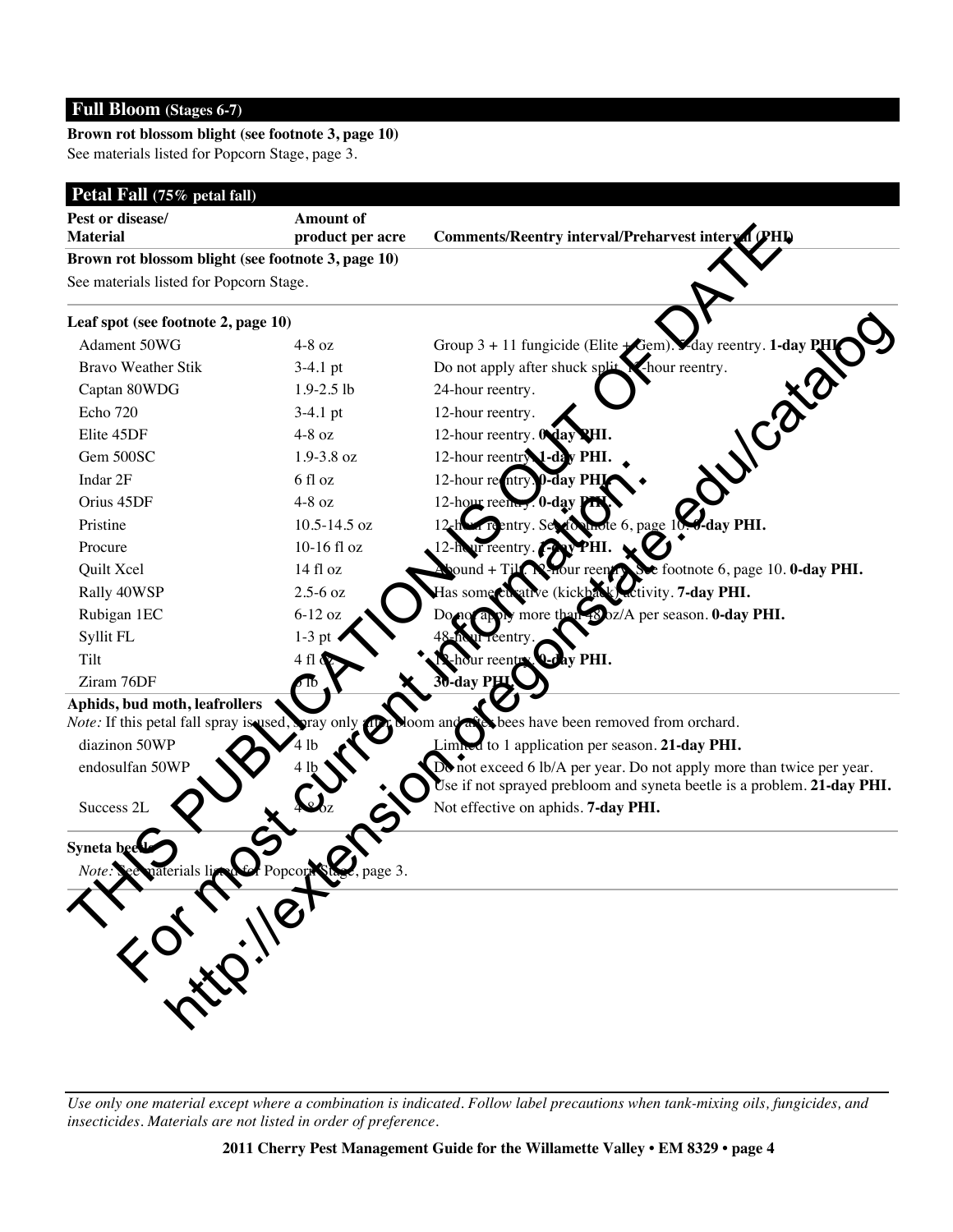## Full Bloom (Stages 6-7)

**Brown rot blossom blight (see footnote 3, page 10)**
See materials listed for Popcorn Stage, page 3.

## Petal Fall (75% petal fall)

| Pest or disease/ Material | Amount of product per acre | Comments/Reentry interval/Preharvest interval (PHI) |
|---|---|---|
| **Brown rot blossom blight (see footnote 3, page 10)** | | |
| See materials listed for Popcorn Stage. | | |
| **Leaf spot (see footnote 2, page 10)** | | |
| Adament 50WG | 4-8 oz | Group 3 + 11 fungicide (Elite + Gem). 5-day reentry. **1-day PHI.** |
| Bravo Weather Stik | 3-4.1 pt | Do not apply after shuck split. 12-hour reentry. |
| Captan 80WDG | 1.9-2.5 lb | 24-hour reentry. |
| Echo 720 | 3-4.1 pt | 12-hour reentry. |
| Elite 45DF | 4-8 oz | 12-hour reentry. **0-day PHI.** |
| Gem 500SC | 1.9-3.8 oz | 12-hour reentry. **1-day PHI.** |
| Indar 2F | 6 fl oz | 12-hour reentry. **0-day PHI.** |
| Orius 45DF | 4-8 oz | 12-hour reentry. **0-day PHI.** |
| Pristine | 10.5-14.5 oz | 12-hour reentry. See footnote 6, page 10. **0-day PHI.** |
| Procure | 10-16 fl oz | 12-hour reentry. **1-day PHI.** |
| Quilt Xcel | 14 fl oz | Abound + Tilt. 12-hour reentry. See footnote 6, page 10. **0-day PHI.** |
| Rally 40WSP | 2.5-6 oz | Has some curative (kickback) activity. **7-day PHI.** |
| Rubigan 1EC | 6-12 oz | Do not apply more than 48 oz/A per season. **0-day PHI.** |
| Syllit FL | 1-3 pt | 48-hour reentry. |
| Tilt | 4 fl oz | 12-hour reentry. **0-day PHI.** |
| Ziram 76DF | 6 lb | **30-day PHI.** |
| **Aphids, bud moth, leafrollers** | | |
| *Note:* If this petal fall spray is used, spray only after bloom and after bees have been removed from orchard. | | |
| diazinon 50WP | 4 lb | Limited to 1 application per season. **21-day PHI.** |
| endosulfan 50WP | 4 lb | Do not exceed 6 lb/A per year. Do not apply more than twice per year. Use if not sprayed prebloom and syneta beetle is a problem. **21-day PHI.** |
| Success 2L | 4-8 oz | Not effective on aphids. **7-day PHI.** |
| **Syneta beetle** | | |
| *Note:* See materials listed for Popcorn Stage, page 3. | | |

*Use only one material except where a combination is indicated. Follow label precautions when tank-mixing oils, fungicides, and insecticides. Materials are not listed in order of preference.*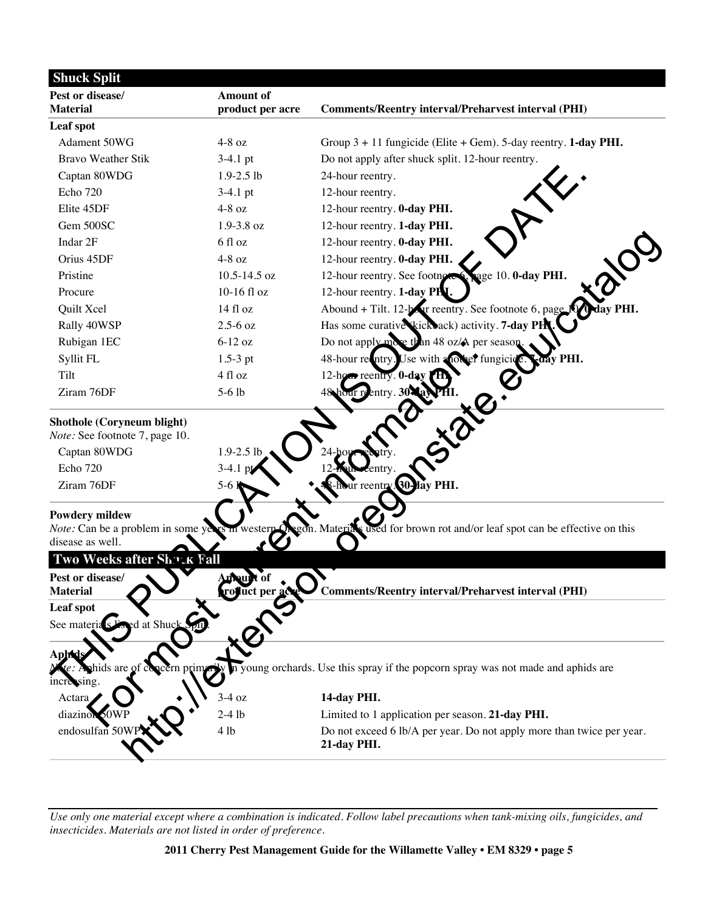## Shuck Split

| Pest or disease/ Material | Amount of product per acre | Comments/Reentry interval/Preharvest interval (PHI) |
|---|---|---|
| **Leaf spot** | | |
| Adament 50WG | 4-8 oz | Group 3 + 11 fungicide (Elite + Gem). 5-day reentry. **1-day PHI.** |
| Bravo Weather Stik | 3-4.1 pt | Do not apply after shuck split. 12-hour reentry. |
| Captan 80WDG | 1.9-2.5 lb | 24-hour reentry. |
| Echo 720 | 3-4.1 pt | 12-hour reentry. |
| Elite 45DF | 4-8 oz | 12-hour reentry. **0-day PHI.** |
| Gem 500SC | 1.9-3.8 oz | 12-hour reentry. **1-day PHI.** |
| Indar 2F | 6 fl oz | 12-hour reentry. **0-day PHI.** |
| Orius 45DF | 4-8 oz | 12-hour reentry. **0-day PHI.** |
| Pristine | 10.5-14.5 oz | 12-hour reentry. See footnote 6, page 10. **0-day PHI.** |
| Procure | 10-16 fl oz | 12-hour reentry. **1-day PHI.** |
| Quilt Xcel | 14 fl oz | Abound + Tilt. 12-hour reentry. See footnote 6, page 10. **0-day PHI.** |
| Rally 40WSP | 2.5-6 oz | Has some curative (kickback) activity. **7-day PHI.** |
| Rubigan 1EC | 6-12 oz | Do not apply more than 48 oz/A per season. |
| Syllit FL | 1.5-3 pt | 48-hour reentry. Use with another fungicide. **7-day PHI.** |
| Tilt | 4 fl oz | 12-hour reentry. **0-day PHI.** |
| Ziram 76DF | 5-6 lb | 48-hour reentry. **30-day PHI.** |
| **Shothole (Coryneum blight)**<br>*Note:* See footnote 7, page 10. | | |
| Captan 80WDG | 1.9-2.5 lb | 24-hour reentry. |
| Echo 720 | 3-4.1 pt | 12-hour reentry. |
| Ziram 76DF | 5-6 lb | 48-hour reentry. **30-day PHI.** |

**Powdery mildew**
*Note:* Can be a problem in some years in western Oregon. Materials used for brown rot and/or leaf spot can be effective on this disease as well.

## Two Weeks after Shuck Fall

| Pest or disease/ Material | Amount of product per acre | Comments/Reentry interval/Preharvest interval (PHI) |
|---|---|---|
| **Leaf spot** | | |
| See materials listed at Shuck Split. | | |
| **Aphids**<br>*Note:* Aphids are of concern primarily in young orchards. Use this spray if the popcorn spray was not made and aphids are increasing. | | |
| Actara | 3-4 oz | **14-day PHI.** |
| diazinon 50WP | 2-4 lb | Limited to 1 application per season. **21-day PHI.** |
| endosulfan 50WP | 4 lb | Do not exceed 6 lb/A per year. Do not apply more than twice per year. **21-day PHI.** |

*Use only one material except where a combination is indicated. Follow label precautions when tank-mixing oils, fungicides, and insecticides. Materials are not listed in order of preference.*

THIS PUBLICATION IS OUT OF DATE.
For most current information:
http://extension.oregonstate.edu/catalog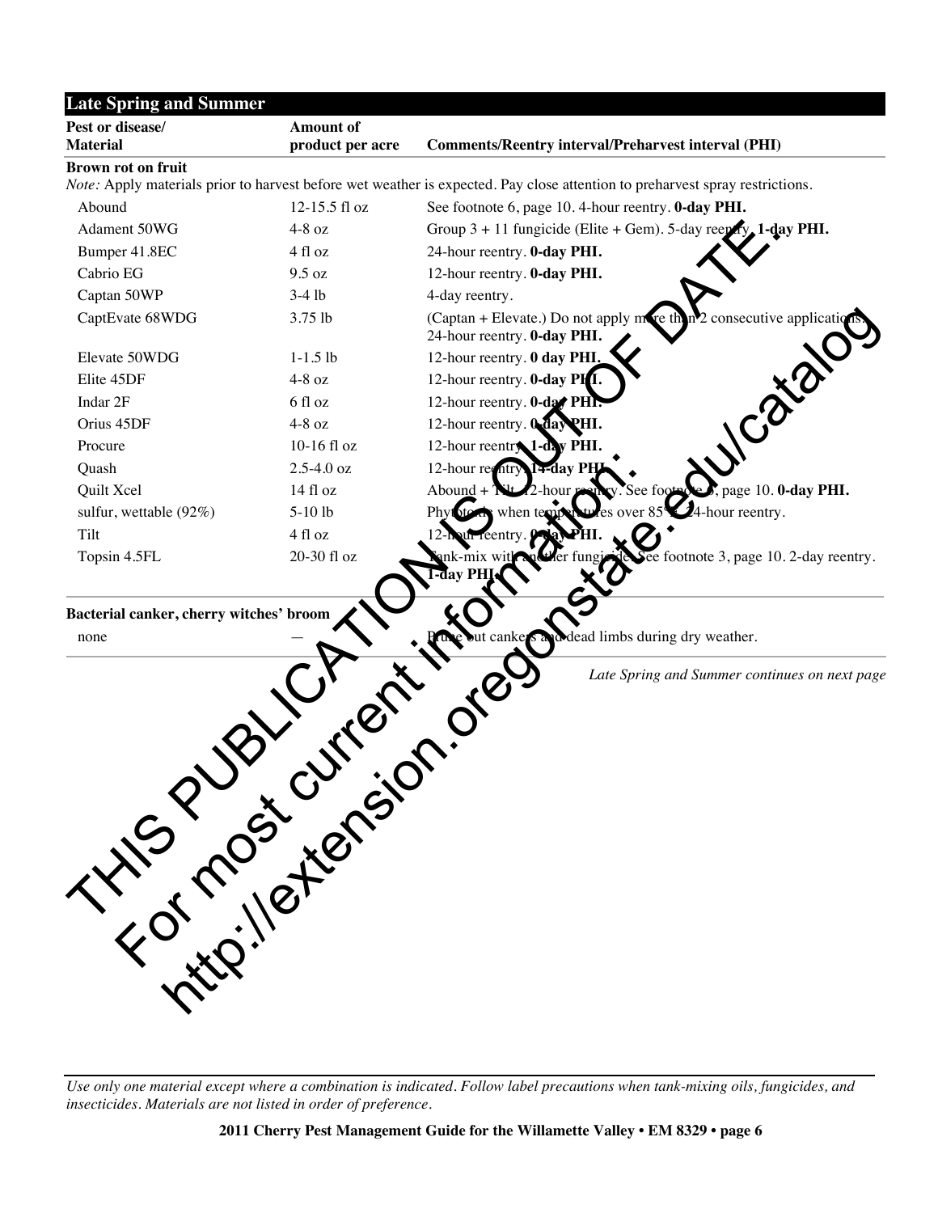| Late Spring and Summer | | |
|---|---|---|
| **Pest or disease/ Material** | **Amount of product per acre** | **Comments/Reentry interval/Preharvest interval (PHI)** |
| **Brown rot on fruit** | | |
| *Note:* Apply materials prior to harvest before wet weather is expected. Pay close attention to preharvest spray restrictions. | | |
| Abound | 12-15.5 fl oz | See footnote 6, page 10. 4-hour reentry. **0-day PHI.** |
| Adament 50WG | 4-8 oz | Group 3 + 11 fungicide (Elite + Gem). 5-day reentry. **1-day PHI.** |
| Bumper 41.8EC | 4 fl oz | 24-hour reentry. **0-day PHI.** |
| Cabrio EG | 9.5 oz | 12-hour reentry. **0-day PHI.** |
| Captan 50WP | 3-4 lb | 4-day reentry. |
| CaptEvate 68WDG | 3.75 lb | (Captan + Elevate.) Do not apply more than 2 consecutive applications. 24-hour reentry. **0-day PHI.** |
| Elevate 50WDG | 1-1.5 lb | 12-hour reentry. **0 day PHI.** |
| Elite 45DF | 4-8 oz | 12-hour reentry. **0-day PHI.** |
| Indar 2F | 6 fl oz | 12-hour reentry. **0-day PHI.** |
| Orius 45DF | 4-8 oz | 12-hour reentry. **0-day PHI.** |
| Procure | 10-16 fl oz | 12-hour reentry. **1-day PHI.** |
| Quash | 2.5-4.0 oz | 12-hour reentry. **14-day PHI.** |
| Quilt Xcel | 14 fl oz | Abound + Tilt. 12-hour reentry. See footnote 6, page 10. **0-day PHI.** |
| sulfur, wettable (92%) | 5-10 lb | Phytotoxic when temperatures over 85°F. 24-hour reentry. |
| Tilt | 4 fl oz | 12-hour reentry. **0-day PHI.** |
| Topsin 4.5FL | 20-30 fl oz | Tank-mix with another fungicide. See footnote 3, page 10. 2-day reentry. **1-day PHI.** |
| **Bacterial canker, cherry witches' broom** | | |
| none | — | Prune out cankers and dead limbs during dry weather. |

*Late Spring and Summer continues on next page*

THIS PUBLICATION IS OUT OF DATE.
For most current information:
http://extension.oregonstate.edu/catalog

*Use only one material except where a combination is indicated. Follow label precautions when tank-mixing oils, fungicides, and insecticides. Materials are not listed in order of preference.*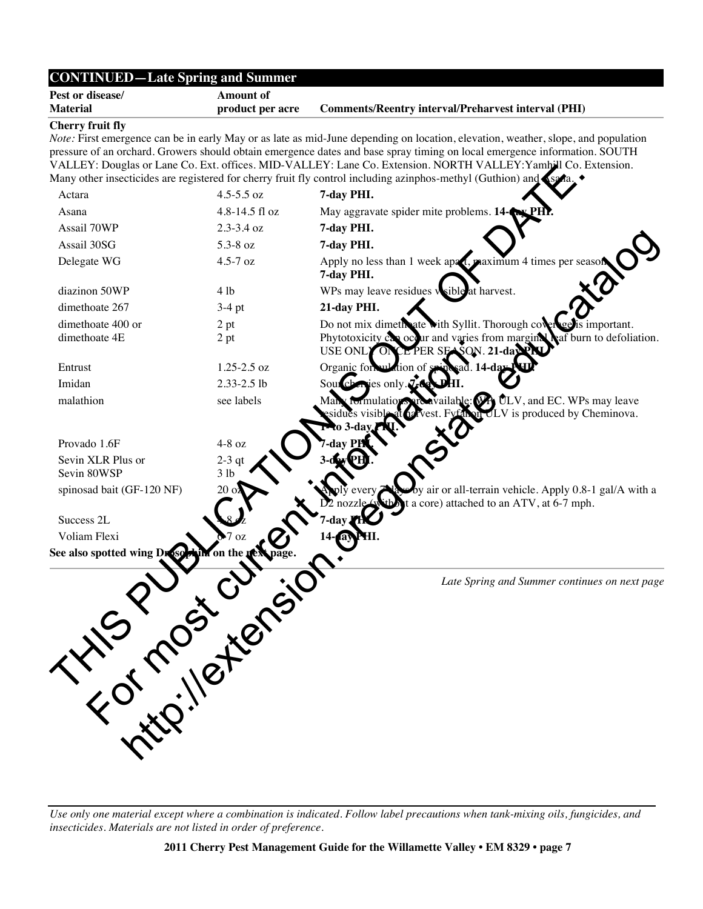## CONTINUED—Late Spring and Summer

| Pest or disease/ Material | Amount of product per acre | Comments/Reentry interval/Preharvest interval (PHI) |
|---|---|---|
| **Cherry fruit fly** | | |
| *Note:* First emergence can be in early May or as late as mid-June depending on location, elevation, weather, slope, and population pressure of an orchard. Growers should obtain emergence dates and base spray timing on local emergence information. SOUTH VALLEY: Douglas or Lane Co. Ext. offices. MID-VALLEY: Lane Co. Extension. NORTH VALLEY:Yamhill Co. Extension. Many other insecticides are registered for cherry fruit fly control including azinphos-methyl (Guthion) and Asana. | | |
| Actara | 4.5-5.5 oz | **7-day PHI.** |
| Asana | 4.8-14.5 fl oz | May aggravate spider mite problems. **14-day PHI.** |
| Assail 70WP | 2.3-3.4 oz | **7-day PHI.** |
| Assail 30SG | 5.3-8 oz | **7-day PHI.** |
| Delegate WG | 4.5-7 oz | Apply no less than 1 week apart, maximum 4 times per season. **7-day PHI.** |
| diazinon 50WP | 4 lb | WPs may leave residues visible at harvest. |
| dimethoate 267 | 3-4 pt | **21-day PHI.** |
| dimethoate 400 or dimethoate 4E | 2 pt<br>2 pt | Do not mix dimethoate with Syllit. Thorough coverage is important. Phytotoxicity can occur and varies from marginal leaf burn to defoliation. USE ONLY ONCE PER SEASON. **21-day PHI.** |
| Entrust | 1.25-2.5 oz | Organic formulation of spinosad. **14-day PHI.** |
| Imidan | 2.33-2.5 lb | Sour cherries only. **7-day PHI.** |
| malathion | see labels | Many formulations are available: WP, ULV, and EC. WPs may leave residues visible at harvest. Fyfanon ULV is produced by Cheminova. **1- to 3-day PHI.** |
| Provado 1.6F | 4-8 oz | **7-day PHI.** |
| Sevin XLR Plus or Sevin 80WSP | 2-3 qt<br>3 lb | **3-day PHI.** |
| spinosad bait (GF-120 NF) | 20 oz | Apply every 7 days by air or all-terrain vehicle. Apply 0.8-1 gal/A with a D2 nozzle (without a core) attached to an ATV, at 6-7 mph. |
| Success 2L | 4-8 oz | **7-day PHI.** |
| Voliam Flexi | 6-7 oz | **14-day PHI.** |

**See also spotted wing Drosophila on the next page.**

*Late Spring and Summer continues on next page*

THIS PUBLICATION IS OUT OF DATE. For most current information: http://extension.oregonstate.edu/catalog

*Use only one material except where a combination is indicated. Follow label precautions when tank-mixing oils, fungicides, and insecticides. Materials are not listed in order of preference.*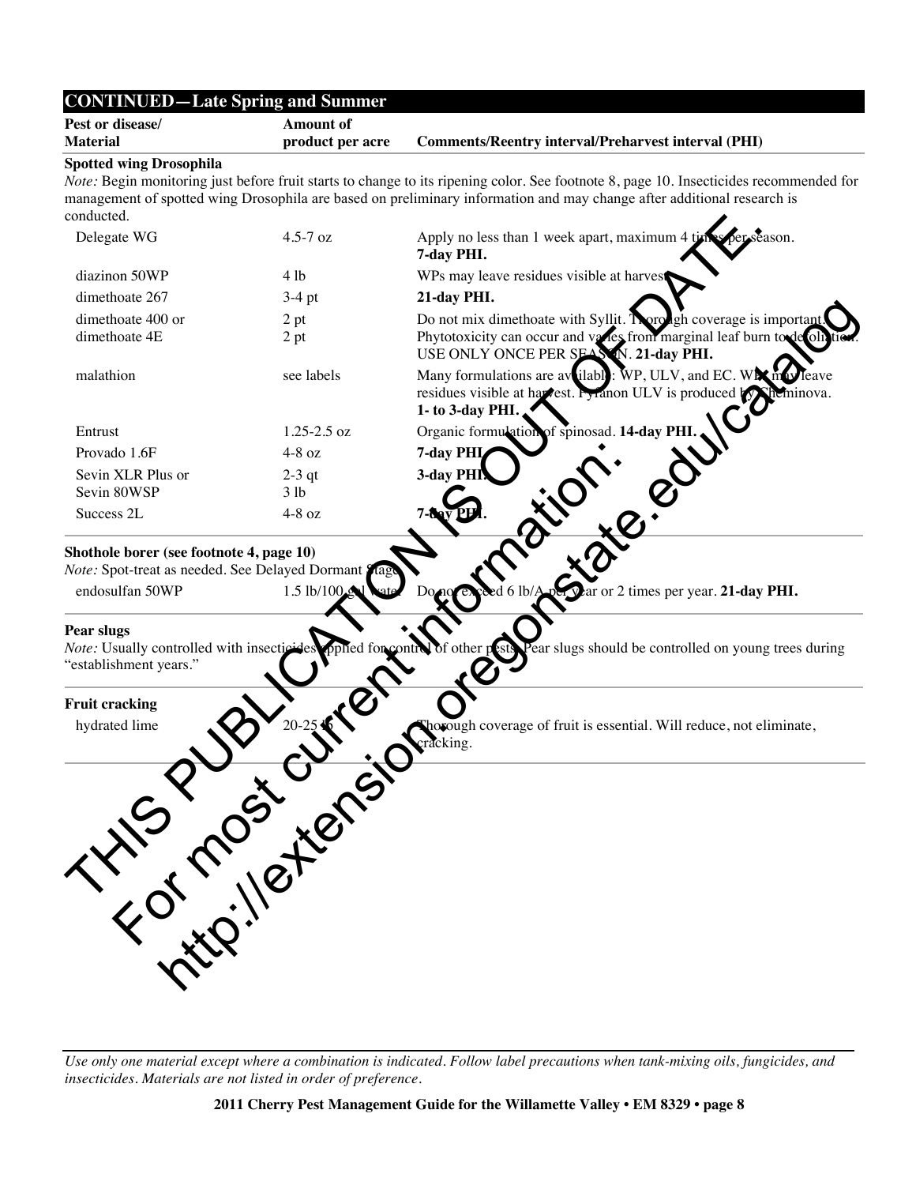| CONTINUED—Late Spring and Summer | | |
|---|---|---|
| **Pest or disease/ Material** | **Amount of product per acre** | **Comments/Reentry interval/Preharvest interval (PHI)** |
| **Spotted wing Drosophila** | | |
| *Note:* Begin monitoring just before fruit starts to change to its ripening color. See footnote 8, page 10. Insecticides recommended for management of spotted wing Drosophila are based on preliminary information and may change after additional research is conducted. | | |
| Delegate WG | 4.5-7 oz | Apply no less than 1 week apart, maximum 4 times per season. **7-day PHI.** |
| diazinon 50WP | 4 lb | WPs may leave residues visible at harvest. |
| dimethoate 267 | 3-4 pt | **21-day PHI.** |
| dimethoate 400 or dimethoate 4E | 2 pt 2 pt | Do not mix dimethoate with Syllit. Thorough coverage is important. Phytotoxicity can occur and varies from marginal leaf burn to defoliation. USE ONLY ONCE PER SEASON. **21-day PHI.** |
| malathion | see labels | Many formulations are available: WP, ULV, and EC. WPs may leave residues visible at harvest. Fyfanon ULV is produced by Cheminova. **1- to 3-day PHI.** |
| Entrust | 1.25-2.5 oz | Organic formulation of spinosad. **14-day PHI.** |
| Provado 1.6F | 4-8 oz | **7-day PHI.** |
| Sevin XLR Plus or Sevin 80WSP | 2-3 qt 3 lb | **3-day PHI.** |
| Success 2L | 4-8 oz | **7-day PHI.** |
| **Shothole borer (see footnote 4, page 10)** | | |
| *Note:* Spot-treat as needed. See Delayed Dormant Stage. | | |
| endosulfan 50WP | 1.5 lb/100 gal water | Do not exceed 6 lb/A per year or 2 times per year. **21-day PHI.** |
| **Pear slugs** | | |
| *Note:* Usually controlled with insecticides applied for control of other pests. Pear slugs should be controlled on young trees during "establishment years." | | |
| **Fruit cracking** | | |
| hydrated lime | 20-25 lb | Thorough coverage of fruit is essential. Will reduce, not eliminate, cracking. |

THIS PUBLICATION IS OUT OF DATE. For most current information: http://extension.oregonstate.edu/catalog

*Use only one material except where a combination is indicated. Follow label precautions when tank-mixing oils, fungicides, and insecticides. Materials are not listed in order of preference.*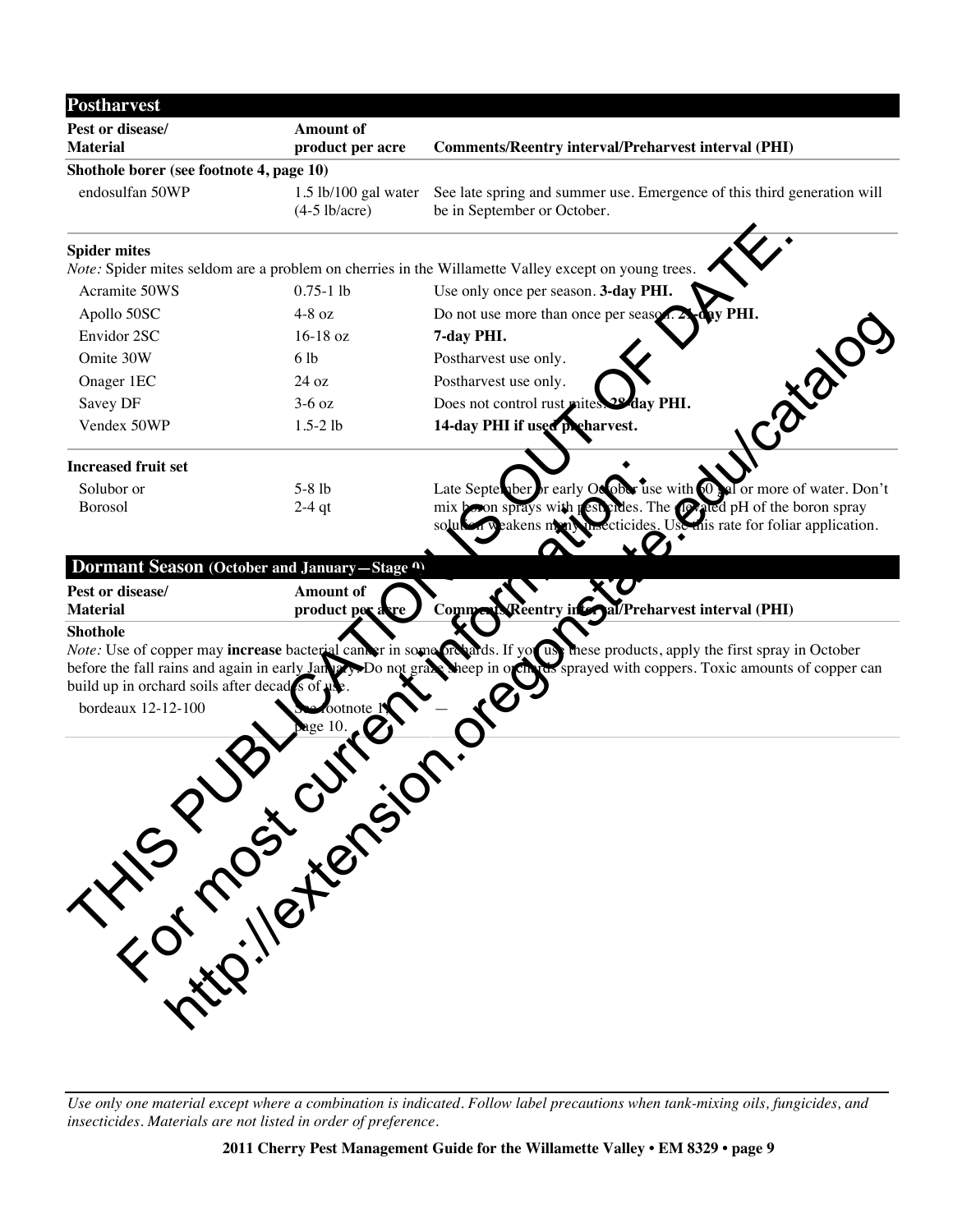## Postharvest

| Pest or disease/ Material | Amount of product per acre | Comments/Reentry interval/Preharvest interval (PHI) |
|---|---|---|
| **Shothole borer (see footnote 4, page 10)** | | |
| endosulfan 50WP | 1.5 lb/100 gal water (4-5 lb/acre) | See late spring and summer use. Emergence of this third generation will be in September or October. |
| **Spider mites** | | |
| *Note:* Spider mites seldom are a problem on cherries in the Willamette Valley except on young trees. | | |
| Acramite 50WS | 0.75-1 lb | Use only once per season. **3-day PHI.** |
| Apollo 50SC | 4-8 oz | Do not use more than once per season. **21-day PHI.** |
| Envidor 2SC | 16-18 oz | **7-day PHI.** |
| Omite 30W | 6 lb | Postharvest use only. |
| Onager 1EC | 24 oz | Postharvest use only. |
| Savey DF | 3-6 oz | Does not control rust mites. **28-day PHI.** |
| Vendex 50WP | 1.5-2 lb | **14-day PHI if used preharvest.** |
| **Increased fruit set** | | |
| Solubor or Borosol | 5-8 lb 2-4 qt | Late September or early October use with 50 gal or more of water. Don't mix boron sprays with pesticides. The elevated pH of the boron spray solution weakens many insecticides. Use this rate for foliar application. |

## Dormant Season (October and January—Stage 0)

| Pest or disease/ Material | Amount of product per acre | Comments/Reentry interval/Preharvest interval (PHI) |
|---|---|---|
| **Shothole** | | |
| *Note:* Use of copper may **increase** bacterial canker in some orchards. If you use these products, apply the first spray in October before the fall rains and again in early January. Do not graze sheep in orchards sprayed with coppers. Toxic amounts of copper can build up in orchard soils after decades of use. | | |
| bordeaux 12-12-100 | See footnote 1, page 10. | — |

*Use only one material except where a combination is indicated. Follow label precautions when tank-mixing oils, fungicides, and insecticides. Materials are not listed in order of preference.*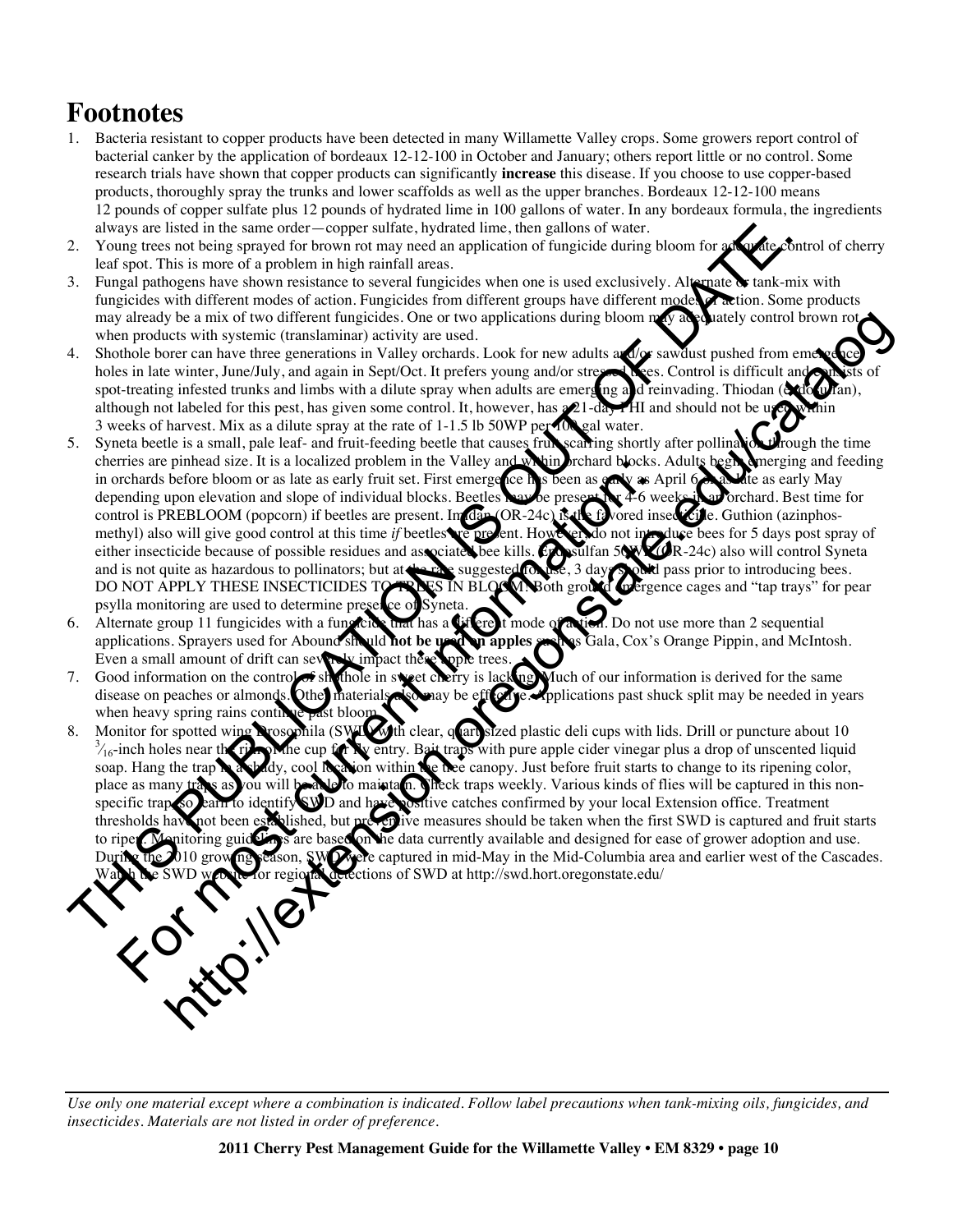# Footnotes

1. Bacteria resistant to copper products have been detected in many Willamette Valley crops. Some growers report control of bacterial canker by the application of bordeaux 12-12-100 in October and January; others report little or no control. Some research trials have shown that copper products can significantly **increase** this disease. If you choose to use copper-based products, thoroughly spray the trunks and lower scaffolds as well as the upper branches. Bordeaux 12-12-100 means 12 pounds of copper sulfate plus 12 pounds of hydrated lime in 100 gallons of water. In any bordeaux formula, the ingredients always are listed in the same order—copper sulfate, hydrated lime, then gallons of water.
2. Young trees not being sprayed for brown rot may need an application of fungicide during bloom for adequate control of cherry leaf spot. This is more of a problem in high rainfall areas.
3. Fungal pathogens have shown resistance to several fungicides when one is used exclusively. Alternate or tank-mix with fungicides with different modes of action. Fungicides from different groups have different modes of action. Some products may already be a mix of two different fungicides. One or two applications during bloom may adequately control brown rot when products with systemic (translaminar) activity are used.
4. Shothole borer can have three generations in Valley orchards. Look for new adults and/or sawdust pushed from emergence holes in late winter, June/July, and again in Sept/Oct. It prefers young and/or stressed trees. Control is difficult and consists of spot-treating infested trunks and limbs with a dilute spray when adults are emerging and reinvading. Thiodan (endosulfan), although not labeled for this pest, has given some control. It, however, has a 21-day PHI and should not be used within 3 weeks of harvest. Mix as a dilute spray at the rate of 1-1.5 lb 50WP per 100 gal water.
5. Syneta beetle is a small, pale leaf- and fruit-feeding beetle that causes fruit scarring shortly after pollination through the time cherries are pinhead size. It is a localized problem in the Valley and within orchard blocks. Adults begin emerging and feeding in orchards before bloom or as late as early fruit set. First emergence has been as early as April 6 or as late as early May depending upon elevation and slope of individual blocks. Beetles may be present for 4-6 weeks in an orchard. Best time for control is PREBLOOM (popcorn) if beetles are present. Imidan (OR-24c) is the favored insecticide. Guthion (azinphos-methyl) also will give good control at this time *if* beetles are present. However, do not introduce bees for 5 days post spray of either insecticide because of possible residues and associated bee kills. Endosulfan 50WP (OR-24c) also will control Syneta and is not quite as hazardous to pollinators; but at the rate suggested for use, 3 days should pass prior to introducing bees. DO NOT APPLY THESE INSECTICIDES TO TREES IN BLOOM. Both ground emergence cages and "tap trays" for pear psylla monitoring are used to determine presence of Syneta.
6. Alternate group 11 fungicides with a fungicide that has a different mode of action. Do not use more than 2 sequential applications. Sprayers used for Abound should **not be used on apples** such as Gala, Cox's Orange Pippin, and McIntosh. Even a small amount of drift can severely impact these apple trees.
7. Good information on the control of shothole in sweet cherry is lacking. Much of our information is derived for the same disease on peaches or almonds. Other materials also may be effective. Applications past shuck split may be needed in years when heavy spring rains continue past bloom.
8. Monitor for spotted wing Drosophila (SWD) with clear, quart-sized plastic deli cups with lids. Drill or puncture about 10 $^{3}/_{16}$-inch holes near the rim of the cup for fly entry. Bait traps with pure apple cider vinegar plus a drop of unscented liquid soap. Hang the trap in a shady, cool location within the tree canopy. Just before fruit starts to change to its ripening color, place as many traps as you will be able to maintain. Check traps weekly. Various kinds of flies will be captured in this non-specific trap so learn to identify SWD and have positive catches confirmed by your local Extension office. Treatment thresholds have not been established, but preventive measures should be taken when the first SWD is captured and fruit starts to ripen. Monitoring guidelines are based on the data currently available and designed for ease of grower adoption and use. During the 2010 growing season, SWD were captured in mid-May in the Mid-Columbia area and earlier west of the Cascades. Watch the SWD website for regional detections of SWD at http://swd.hort.oregonstate.edu/

THIS PUBLICATION IS OUT OF DATE. For most current information: http://extension.oregonstate.edu/catalog

*Use only one material except where a combination is indicated. Follow label precautions when tank-mixing oils, fungicides, and insecticides. Materials are not listed in order of preference.*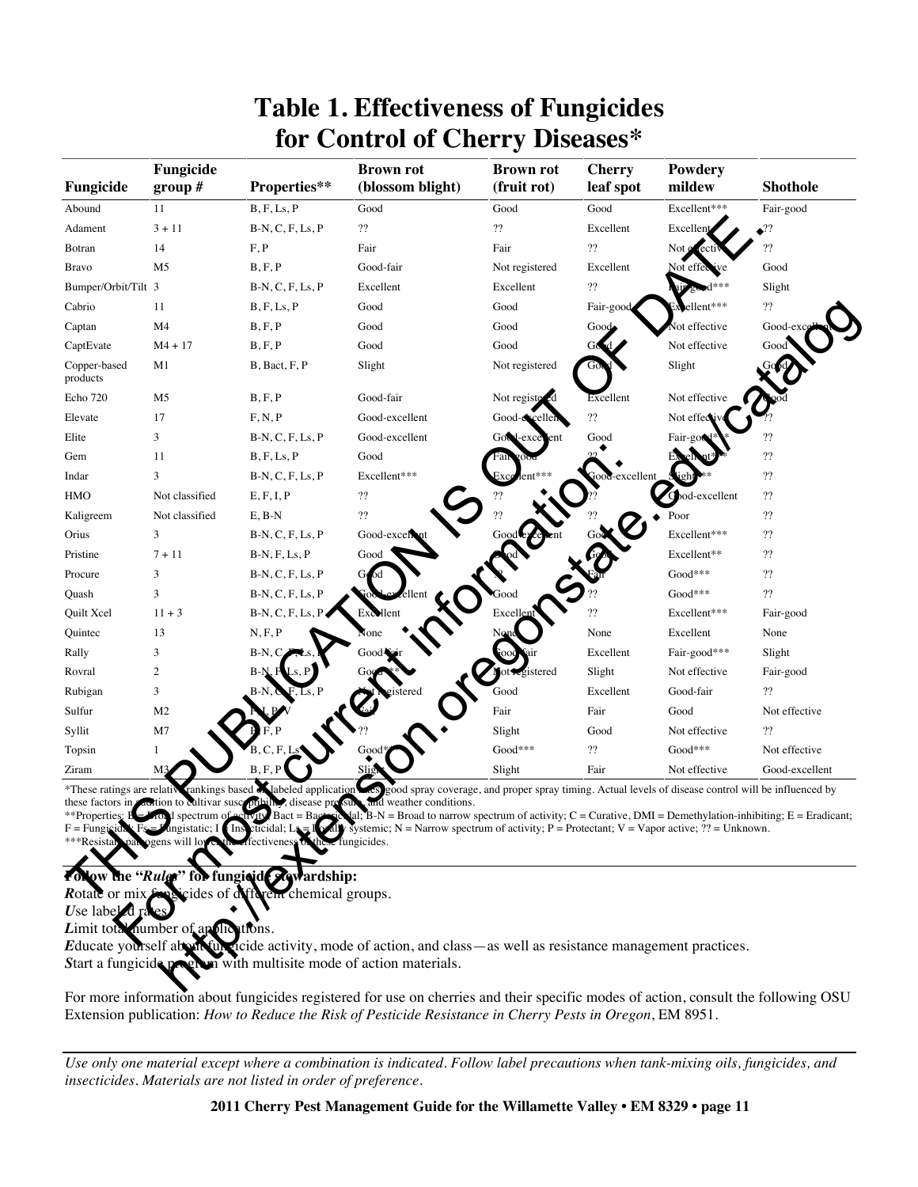# Table 1. Effectiveness of Fungicides for Control of Cherry Diseases*

| Fungicide | Fungicide group # | Properties** | Brown rot (blossom blight) | Brown rot (fruit rot) | Cherry leaf spot | Powdery mildew | Shothole |
|---|---|---|---|---|---|---|---|
| Abound | 11 | B, F, Ls, P | Good | Good | Good | Excellent*** | Fair-good |
| Adament | 3 + 11 | B-N, C, F, Ls, P | ?? | ?? | Excellent | Excellent | ?? |
| Botran | 14 | F, P | Fair | Fair | ?? | Not effective | ?? |
| Bravo | M5 | B, F, P | Good-fair | Not registered | Excellent | Not effective | Good |
| Bumper/Orbit/Tilt | 3 | B-N, C, F, Ls, P | Excellent | Excellent | ?? | Fair-good*** | Slight |
| Cabrio | 11 | B, F, Ls, P | Good | Good | Fair-good | Excellent*** | ?? |
| Captan | M4 | B, F, P | Good | Good | Good | Not effective | Good-excellent |
| CaptEvate | M4 + 17 | B, F, P | Good | Good | Good | Not effective | Good |
| Copper-based products | M1 | B, Bact, F, P | Slight | Not registered | Good | Slight | Good |
| Echo 720 | M5 | B, F, P | Good-fair | Not registered | Excellent | Not effective | Good |
| Elevate | 17 | F, N, P | Good-excellent | Good-excellent | ?? | Not effective | ?? |
| Elite | 3 | B-N, C, F, Ls, P | Good-excellent | Good-excellent | Good | Fair-good*** | ?? |
| Gem | 11 | B, F, Ls, P | Good | Fair-good | ?? | Excellent*** | ?? |
| Indar | 3 | B-N, C, F, Ls, P | Excellent*** | Excellent*** | Good-excellent | Slight*** | ?? |
| HMO | Not classified | E, F, I, P | ?? | ?? | ?? | Good-excellent | ?? |
| Kaligreem | Not classified | E, B-N | ?? | ?? | ?? | Poor | ?? |
| Orius | 3 | B-N, C, F, Ls, P | Good-excellent | Good-excellent | Good | Excellent*** | ?? |
| Pristine | 7 + 11 | B-N, F, Ls, P | Good | Good | Good | Excellent** | ?? |
| Procure | 3 | B-N, C, F, Ls, P | Good | ?? | Fair | Good*** | ?? |
| Quash | 3 | B-N, C, F, Ls, P | Good-excellent | Good | ?? | Good*** | ?? |
| Quilt Xcel | 11 + 3 | B-N, C, F, Ls, P | Excellent | Excellent | ?? | Excellent*** | Fair-good |
| Quintec | 13 | N, F, P | None | None | None | Excellent | None |
| Rally | 3 | B-N, C, F, Ls, P | Good-fair | Good-fair | Excellent | Fair-good*** | Slight |
| Rovral | 2 | B-N, F, Ls, P | Good*** | Not registered | Slight | Not effective | Fair-good |
| Rubigan | 3 | B-N, C, F, Ls, P | Not registered | Good | Excellent | Good-fair | ?? |
| Sulfur | M2 | F, I, P, V | Fair | Fair | Fair | Good | Not effective |
| Syllit | M7 | B, F, P | ?? | Slight | Good | Not effective | ?? |
| Topsin | 1 | B, C, F, Ls | Good*** | Good*** | ?? | Good*** | Not effective |
| Ziram | M3 | B, F, P | Slight | Slight | Fair | Not effective | Good-excellent |

*These ratings are relative rankings based on labeled application rates, good spray coverage, and proper spray timing. Actual levels of disease control will be influenced by these factors in addition to cultivar susceptibility, disease pressure, and weather conditions.

**Properties: B = Broad spectrum of activity; Bact = Bactericidal; B-N = Broad to narrow spectrum of activity; C = Curative, DMI = Demethylation-inhibiting; E = Eradicant; F = Fungicidal; Fs = Fungistatic; I = Insecticidal; Ls = Locally systemic; N = Narrow spectrum of activity; P = Protectant; V = Vapor active; ?? = Unknown.

***Resistant pathogens will lower the effectiveness of these fungicides.

**Follow the "Rules" for fungicide stewardship:**

***R***otate or mix fungicides of different chemical groups.
***U***se labeled rates.
***L***imit total number of applications.
***E***ducate yourself about fungicide activity, mode of action, and class—as well as resistance management practices.
***S***tart a fungicide program with multisite mode of action materials.

For more information about fungicides registered for use on cherries and their specific modes of action, consult the following OSU Extension publication: *How to Reduce the Risk of Pesticide Resistance in Cherry Pests in Oregon*, EM 8951.

*Use only one material except where a combination is indicated. Follow label precautions when tank-mixing oils, fungicides, and insecticides. Materials are not listed in order of preference.*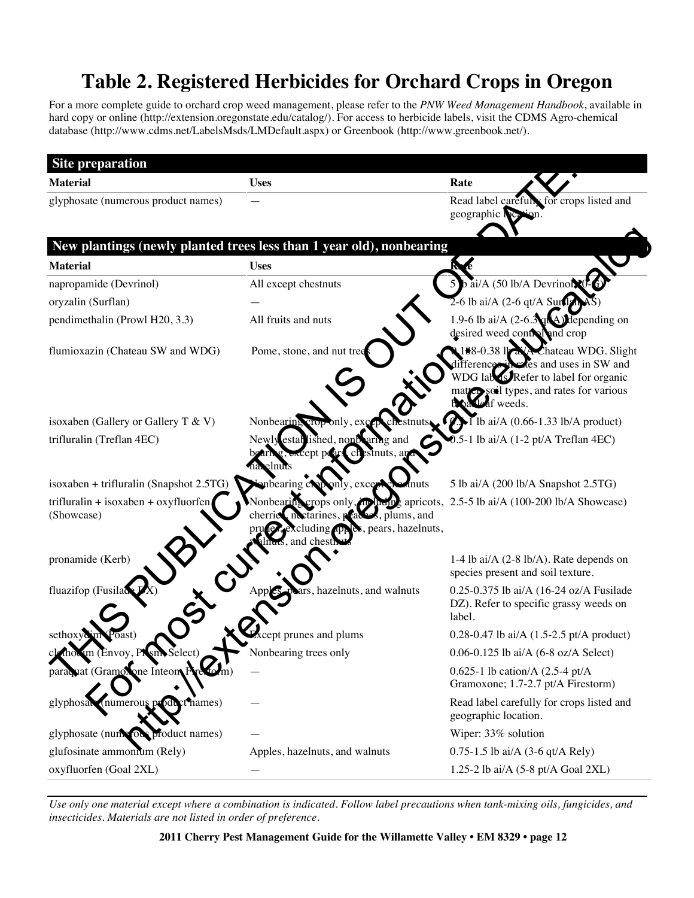# Table 2. Registered Herbicides for Orchard Crops in Oregon

For a more complete guide to orchard crop weed management, please refer to the *PNW Weed Management Handbook*, available in hard copy or online (http://extension.oregonstate.edu/catalog/). For access to herbicide labels, visit the CDMS Agro-chemical database (http://www.cdms.net/LabelsMsds/LMDefault.aspx) or Greenbook (http://www.greenbook.net/).

THIS PUBLICATION IS OUT OF DATE. For most current information: http://extension.oregonstate.edu/catalog

| **Site preparation** | | |
|---|---|---|
| **Material** | **Uses** | **Rate** |
| glyphosate (numerous product names) | — | Read label carefully for crops listed and geographic location. |

| **New plantings (newly planted trees less than 1 year old), nonbearing** | | |
|---|---|---|
| **Material** | **Uses** | **Rate** |
| napropamide (Devrinol) | All except chestnuts | 5 lb ai/A (50 lb/A Devrinol 10-G) |
| oryzalin (Surflan) | — | 2-6 lb ai/A (2-6 qt/A Surflan AS) |
| pendimethalin (Prowl H20, 3.3) | All fruits and nuts | 1.9-6 lb ai/A (2-6.3 qt/A) depending on desired weed control and crop |
| flumioxazin (Chateau SW and WDG) | Pome, stone, and nut trees | 0.188-0.38 lb ai/A Chateau WDG. Slight differences in rates and uses in SW and WDG labels. Refer to label for organic matter, soil types, and rates for various broadleaf weeds. |
| isoxaben (Gallery or Gallery T & V) | Nonbearing crop only, except chestnuts | 0.5-1 lb ai/A (0.66-1.33 lb/A product) |
| trifluralin (Treflan 4EC) | Newly established, nonbearing and bearing, except pears, chestnuts, and hazelnuts | 0.5-1 lb ai/A (1-2 pt/A Treflan 4EC) |
| isoxaben + trifluralin (Snapshot 2.5TG) | Nonbearing crop only, except chestnuts | 5 lb ai/A (200 lb/A Snapshot 2.5TG) |
| trifluralin + isoxaben + oxyfluorfen (Showcase) | Nonbearing crops only, including apricots, cherries, nectarines, peaches, plums, and prunes, excluding apples, pears, hazelnuts, walnuts, and chestnuts | 2.5-5 lb ai/A (100-200 lb/A Showcase) |
| pronamide (Kerb) | — | 1-4 lb ai/A (2-8 lb/A). Rate depends on species present and soil texture. |
| fluazifop (Fusilade DX) | Apples, pears, hazelnuts, and walnuts | 0.25-0.375 lb ai/A (16-24 oz/A Fusilade DZ). Refer to specific grassy weeds on label. |
| sethoxydim (Poast) | Except prunes and plums | 0.28-0.47 lb ai/A (1.5-2.5 pt/A product) |
| clethodim (Envoy, Prism, Select) | Nonbearing trees only | 0.06-0.125 lb ai/A (6-8 oz/A Select) |
| paraquat (Gramoxone Inteon, Firestorm) | — | 0.625-1 lb cation/A (2.5-4 pt/A Gramoxone; 1.7-2.7 pt/A Firestorm) |
| glyphosate (numerous product names) | — | Read label carefully for crops listed and geographic location. |
| glyphosate (numerous product names) | — | Wiper: 33% solution |
| glufosinate ammonium (Rely) | Apples, hazelnuts, and walnuts | 0.75-1.5 lb ai/A (3-6 qt/A Rely) |
| oxyfluorfen (Goal 2XL) | — | 1.25-2 lb ai/A (5-8 pt/A Goal 2XL) |

*Use only one material except where a combination is indicated. Follow label precautions when tank-mixing oils, fungicides, and insecticides. Materials are not listed in order of preference.*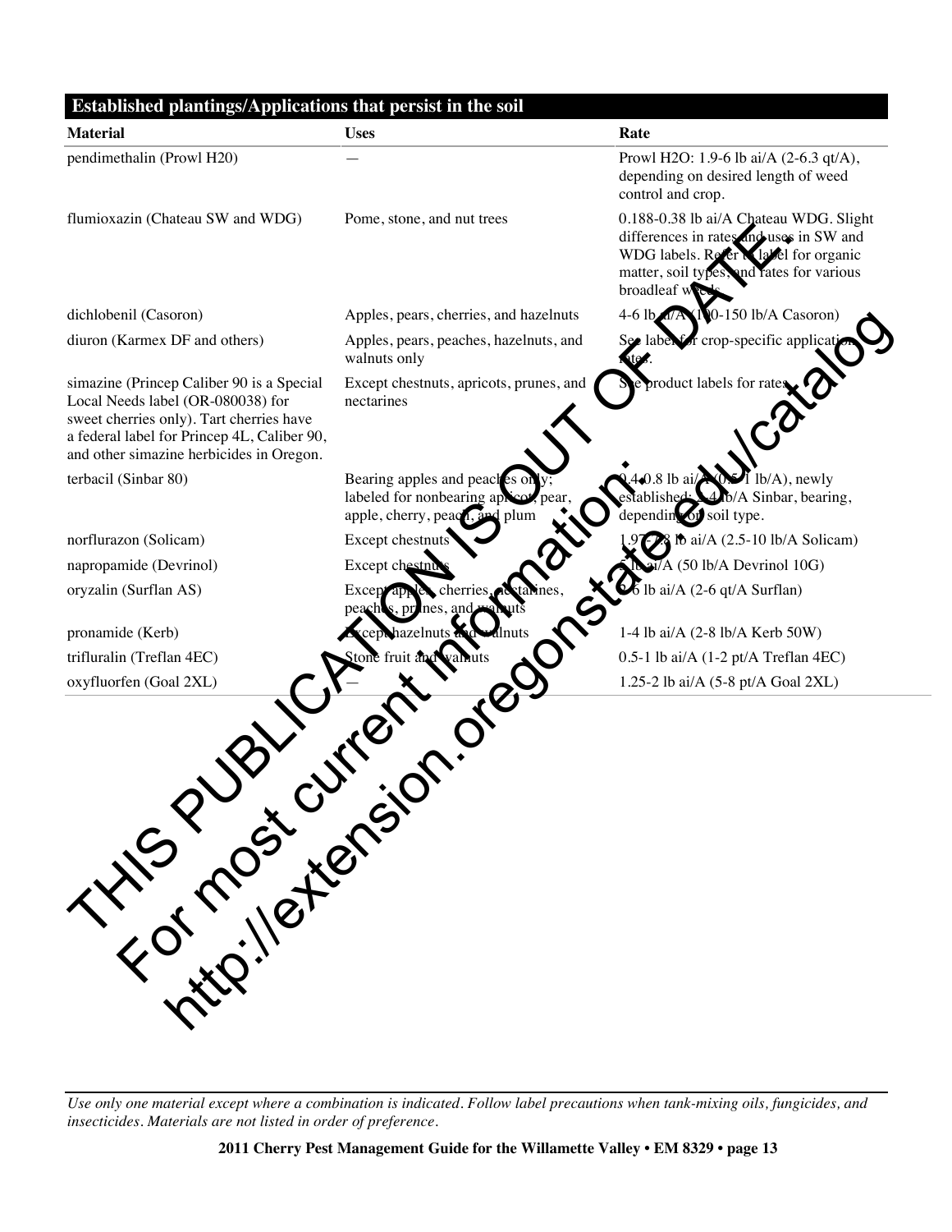THIS PUBLICATION IS OUT OF DATE.
For most current information:
http://extension.oregonstate.edu/catalog

| **Established plantings/Applications that persist in the soil** | | |
|---|---|---|
| **Material** | **Uses** | **Rate** |
| pendimethalin (Prowl H20) | — | Prowl H2O: 1.9-6 lb ai/A (2-6.3 qt/A), depending on desired length of weed control and crop. |
| flumioxazin (Chateau SW and WDG) | Pome, stone, and nut trees | 0.188-0.38 lb ai/A Chateau WDG. Slight differences in rates and uses in SW and WDG labels. Refer to label for organic matter, soil types, and rates for various broadleaf weeds. |
| dichlobenil (Casoron) | Apples, pears, cherries, and hazelnuts | 4-6 lb ai/A (100-150 lb/A Casoron) |
| diuron (Karmex DF and others) | Apples, pears, peaches, hazelnuts, and walnuts only | See label for crop-specific application rates. |
| simazine (Princep Caliber 90 is a Special Local Needs label (OR-080038) for sweet cherries only). Tart cherries have a federal label for Princep 4L, Caliber 90, and other simazine herbicides in Oregon. | Except chestnuts, apricots, prunes, and nectarines | See product labels for rates. |
| terbacil (Sinbar 80) | Bearing apples and peaches only; labeled for nonbearing apricot, pear, apple, cherry, peach, and plum | 0.4-0.8 lb ai/A (0.5-1 lb/A), newly established; 1-4 lb/A Sinbar, bearing, depending on soil type. |
| norflurazon (Solicam) | Except chestnuts | 1.97-7.8 lb ai/A (2.5-10 lb/A Solicam) |
| napropamide (Devrinol) | Except chestnuts | 5 lb ai/A (50 lb/A Devrinol 10G) |
| oryzalin (Surflan AS) | Except apples, cherries, nectarines, peaches, prunes, and walnuts | 2-6 lb ai/A (2-6 qt/A Surflan) |
| pronamide (Kerb) | Except hazelnuts and walnuts | 1-4 lb ai/A (2-8 lb/A Kerb 50W) |
| trifluralin (Treflan 4EC) | Stone fruit and walnuts | 0.5-1 lb ai/A (1-2 pt/A Treflan 4EC) |
| oxyfluorfen (Goal 2XL) | — | 1.25-2 lb ai/A (5-8 pt/A Goal 2XL) |

*Use only one material except where a combination is indicated. Follow label precautions when tank-mixing oils, fungicides, and insecticides. Materials are not listed in order of preference.*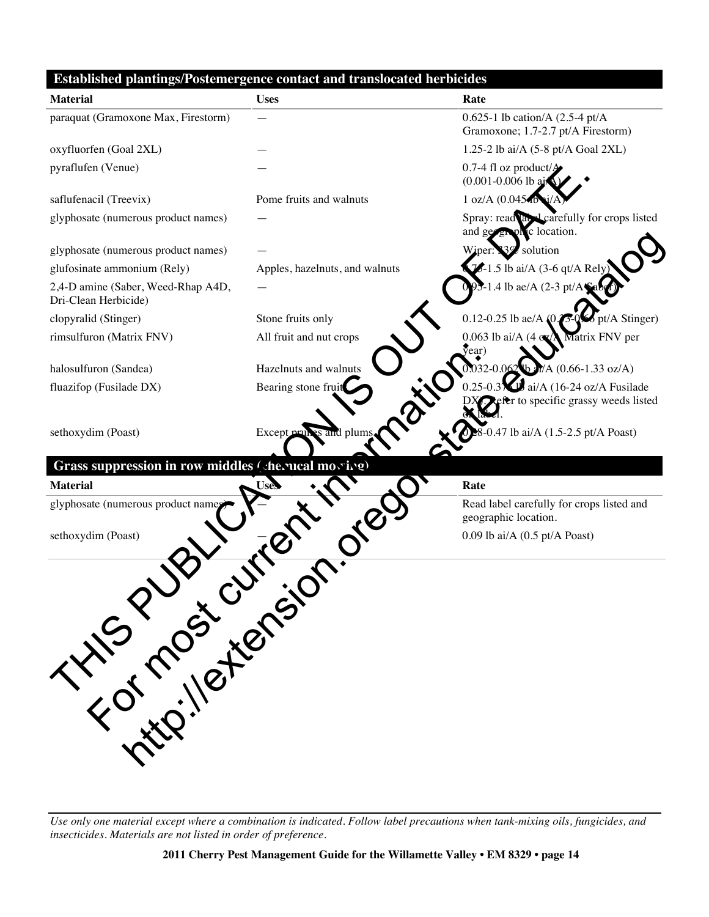## Established plantings/Postemergence contact and translocated herbicides

| Material | Uses | Rate |
|---|---|---|
| paraquat (Gramoxone Max, Firestorm) | — | 0.625-1 lb cation/A (2.5-4 pt/A Gramoxone; 1.7-2.7 pt/A Firestorm) |
| oxyfluorfen (Goal 2XL) | — | 1.25-2 lb ai/A (5-8 pt/A Goal 2XL) |
| pyraflufen (Venue) | — | 0.7-4 fl oz product/A (0.001-0.006 lb ai/A) |
| saflufenacil (Treevix) | Pome fruits and walnuts | 1 oz/A (0.045 lb ai/A) |
| glyphosate (numerous product names) | — | Spray: read label carefully for crops listed and geographic location. |
| glyphosate (numerous product names) | — | Wiper: 33% solution |
| glufosinate ammonium (Rely) | Apples, hazelnuts, and walnuts | 0.75-1.5 lb ai/A (3-6 qt/A Rely) |
| 2,4-D amine (Saber, Weed-Rhap A4D, Dri-Clean Herbicide) | — | 0.95-1.4 lb ae/A (2-3 pt/A Saber) |
| clopyralid (Stinger) | Stone fruits only | 0.12-0.25 lb ae/A (0.33-0.66 pt/A Stinger) |
| rimsulfuron (Matrix FNV) | All fruit and nut crops | 0.063 lb ai/A (4 oz/A Matrix FNV per year) |
| halosulfuron (Sandea) | Hazelnuts and walnuts | 0.032-0.062 lb ai/A (0.66-1.33 oz/A) |
| fluazifop (Fusilade DX) | Bearing stone fruit | 0.25-0.375 lb ai/A (16-24 oz/A Fusilade DX). Refer to specific grassy weeds listed on label. |
| sethoxydim (Poast) | Except prunes and plums | 0.28-0.47 lb ai/A (1.5-2.5 pt/A Poast) |

## Grass suppression in row middles (chemical mowing)

| Material | Uses | Rate |
|---|---|---|
| glyphosate (numerous product names) | — | Read label carefully for crops listed and geographic location. |
| sethoxydim (Poast) | — | 0.09 lb ai/A (0.5 pt/A Poast) |

THIS PUBLICATION IS OUT OF DATE. For most current information: http://extension.oregonstate.edu/catalog

*Use only one material except where a combination is indicated. Follow label precautions when tank-mixing oils, fungicides, and insecticides. Materials are not listed in order of preference.*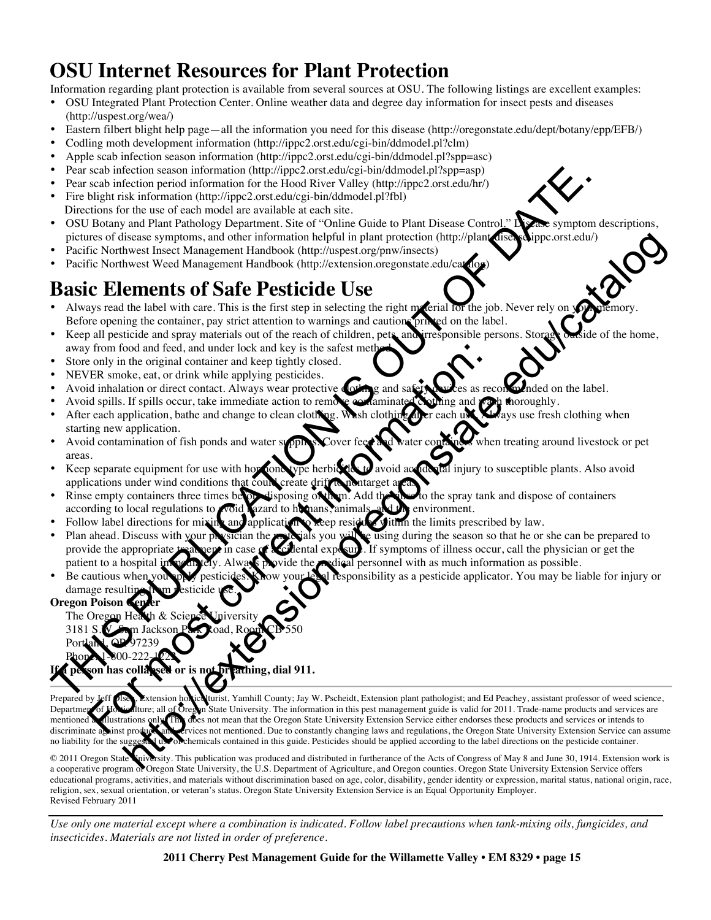THIS PUBLICATION IS OUT OF DATE. For most current information: http://extension.oregonstate.edu/catalog

# OSU Internet Resources for Plant Protection

Information regarding plant protection is available from several sources at OSU. The following listings are excellent examples:

- OSU Integrated Plant Protection Center. Online weather data and degree day information for insect pests and diseases (http://uspest.org/wea/)
- Eastern filbert blight help page—all the information you need for this disease (http://oregonstate.edu/dept/botany/epp/EFB/)
- Codling moth development information (http://ippc2.orst.edu/cgi-bin/ddmodel.pl?clm)
- Apple scab infection season information (http://ippc2.orst.edu/cgi-bin/ddmodel.pl?spp=asc)
- Pear scab infection season information (http://ippc2.orst.edu/cgi-bin/ddmodel.pl?spp=asp)
- Pear scab infection period information for the Hood River Valley (http://ippc2.orst.edu/hr/)
- Fire blight risk information (http://ippc2.orst.edu/cgi-bin/ddmodel.pl?fbl)

  Directions for the use of each model are available at each site.
- OSU Botany and Plant Pathology Department. Site of "Online Guide to Plant Disease Control." Disease symptom descriptions, pictures of disease symptoms, and other information helpful in plant protection (http://plant-disease.ippc.orst.edu/)
- Pacific Northwest Insect Management Handbook (http://uspest.org/pnw/insects)
- Pacific Northwest Weed Management Handbook (http://extension.oregonstate.edu/catalog)

# Basic Elements of Safe Pesticide Use

- Always read the label with care. This is the first step in selecting the right material for the job. Never rely on your memory. Before opening the container, pay strict attention to warnings and cautions printed on the label.
- Keep all pesticide and spray materials out of the reach of children, pets, and irresponsible persons. Storage outside of the home, away from food and feed, and under lock and key is the safest method.
- Store only in the original container and keep tightly closed.
- NEVER smoke, eat, or drink while applying pesticides.
- Avoid inhalation or direct contact. Always wear protective clothing and safety devices as recommended on the label.
- Avoid spills. If spills occur, take immediate action to remove contaminated clothing and wash thoroughly.
- After each application, bathe and change to clean clothing. Wash clothing after each use. Always use fresh clothing when starting new application.
- Avoid contamination of fish ponds and water supplies. Cover feed and water containers when treating around livestock or pet areas.
- Keep separate equipment for use with hormone-type herbicides to avoid accidental injury to susceptible plants. Also avoid applications under wind conditions that could create drift to nontarget areas.
- Rinse empty containers three times before disposing of them. Add the rinse to the spray tank and dispose of containers according to local regulations to avoid hazard to humans, animals, and the environment.
- Follow label directions for mixing and application to keep residues within the limits prescribed by law.
- Plan ahead. Discuss with your physician the materials you will be using during the season so that he or she can be prepared to provide the appropriate treatment in case of accidental exposure. If symptoms of illness occur, call the physician or get the patient to a hospital immediately. Always provide the medical personnel with as much information as possible.
- Be cautious when you apply pesticides. Know your legal responsibility as a pesticide applicator. You may be liable for injury or damage resulting from pesticide use.

**Oregon Poison Center**

The Oregon Health & Science University
3181 S.W. Sam Jackson Park Road, Room CB 550
Portland, OR 97239
Phone: 1-800-222-1222

**If a person has collapsed or is not breathing, dial 911.**

Prepared by Jeff Olsen, Extension horticulturist, Yamhill County; Jay W. Pscheidt, Extension plant pathologist; and Ed Peachey, assistant professor of weed science, Department of Horticulture; all of Oregon State University. The information in this pest management guide is valid for 2011. Trade-name products and services are mentioned as illustrations only. This does not mean that the Oregon State University Extension Service either endorses these products and services or intends to discriminate against products and services not mentioned. Due to constantly changing laws and regulations, the Oregon State University Extension Service can assume no liability for the suggested use of chemicals contained in this guide. Pesticides should be applied according to the label directions on the pesticide container.

© 2011 Oregon State University. This publication was produced and distributed in furtherance of the Acts of Congress of May 8 and June 30, 1914. Extension work is a cooperative program of Oregon State University, the U.S. Department of Agriculture, and Oregon counties. Oregon State University Extension Service offers educational programs, activities, and materials without discrimination based on age, color, disability, gender identity or expression, marital status, national origin, race, religion, sex, sexual orientation, or veteran's status. Oregon State University Extension Service is an Equal Opportunity Employer.
Revised February 2011

*Use only one material except where a combination is indicated. Follow label precautions when tank-mixing oils, fungicides, and insecticides. Materials are not listed in order of preference.*